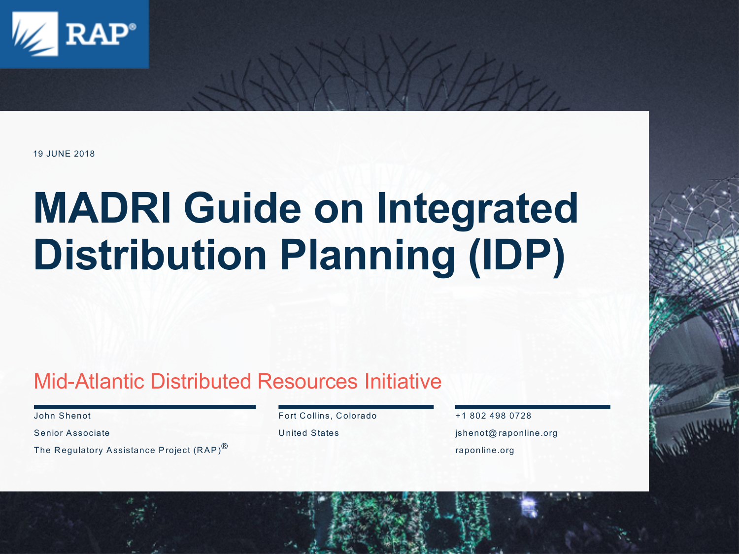RAP®

19 JUNE 2018

# MADRI Guide on Integrated Distribution Planning (IDP)

## Mid-Atlantic Distributed Resources Initiative

John Shenot

Senior Associate

The Regulatory Assistance Project (RAP)®

Fort Collins, Colorado

United States

+1 802 498 0728

jshenot@raponline.org

raponline.org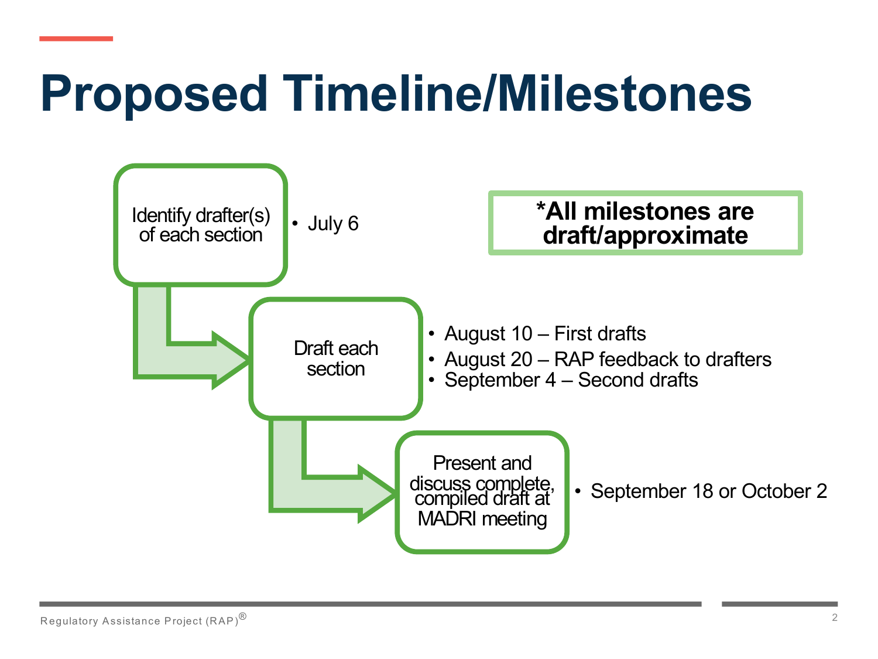# Proposed Timeline/Milestones

**\*All milestones are draft/approximate**

**Identify drafter(s) of each section**

- July 6

**Draft each section**

- August 10 – First drafts
- August 20 – RAP feedback to drafters
- September 4 – Second drafts

**Present and discuss complete, compiled draft at MADRI meeting**

- September 18 or October 2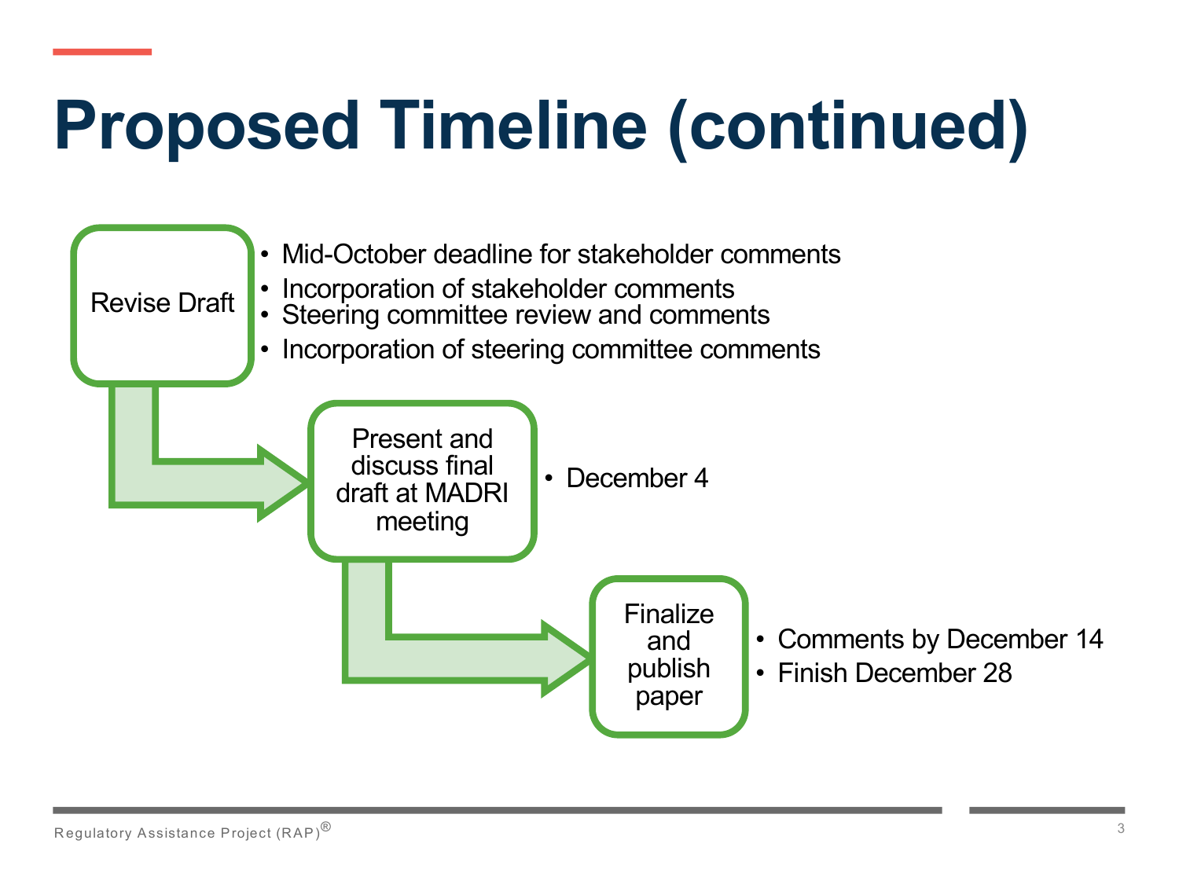# Proposed Timeline (continued)

**Revise Draft**

- Mid-October deadline for stakeholder comments
- Incorporation of stakeholder comments
- Steering committee review and comments
- Incorporation of steering committee comments

**Present and discuss final draft at MADRI meeting**

- December 4

**Finalize and publish paper**

- Comments by December 14
- Finish December 28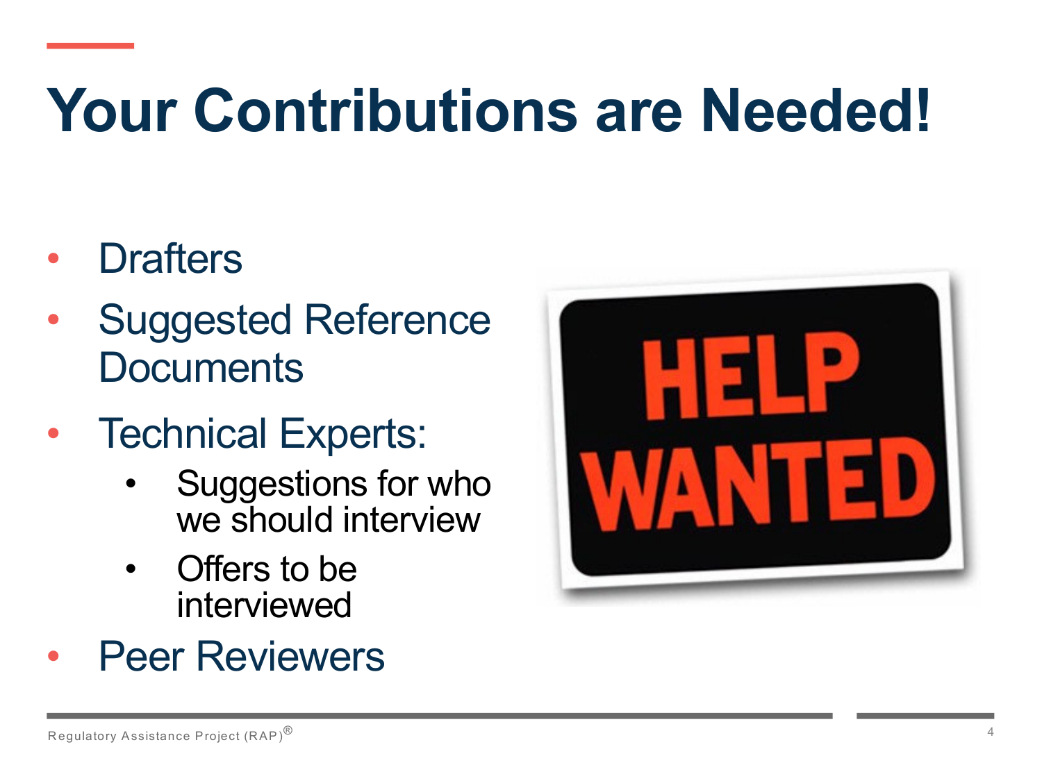# Your Contributions are Needed!

- Drafters
- Suggested Reference Documents
- Technical Experts:
  - Suggestions for who we should interview
  - Offers to be interviewed
- Peer Reviewers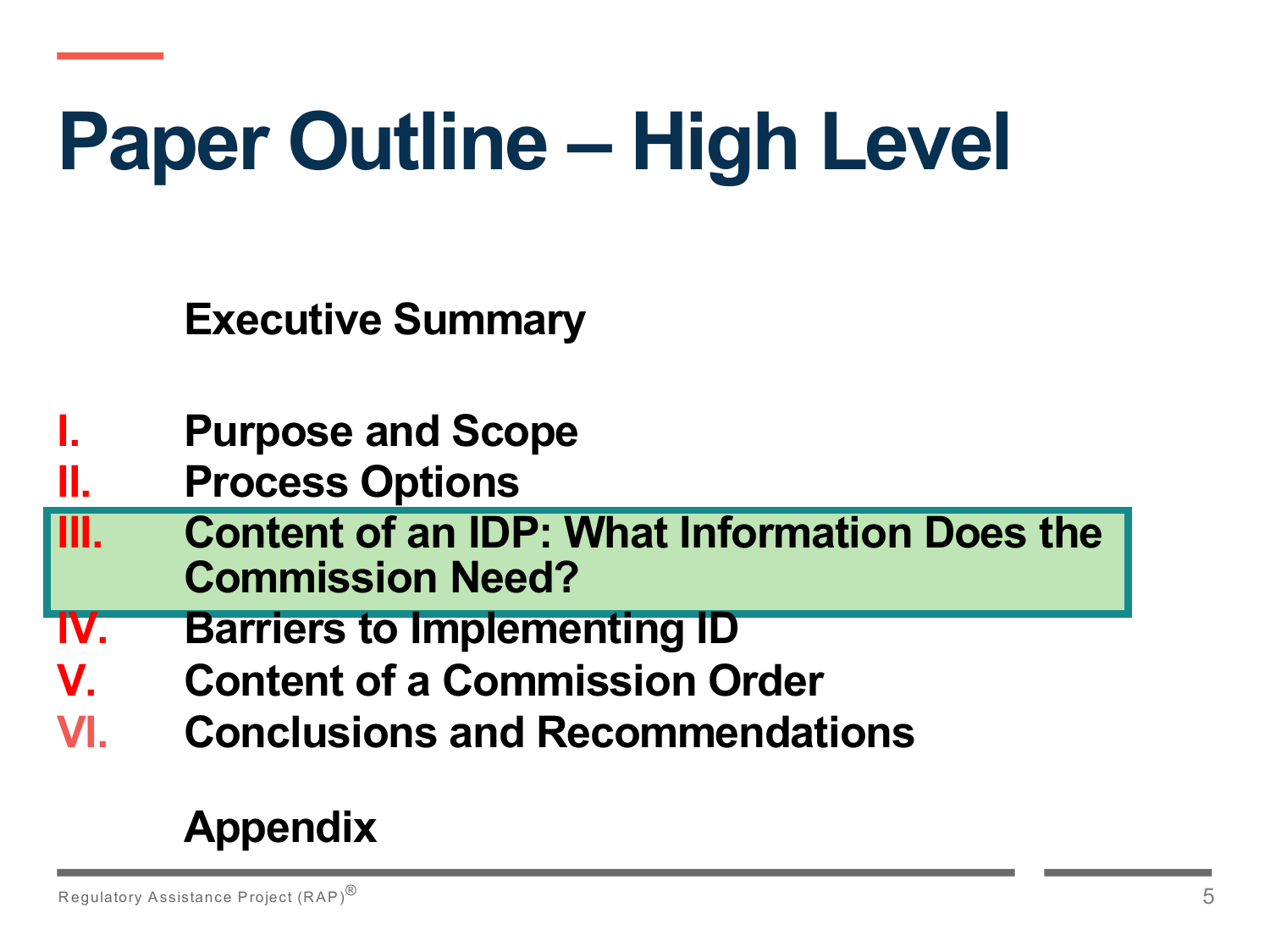# Paper Outline – High Level

**Executive Summary**

I. **Purpose and Scope**
II. **Process Options**
III. **Content of an IDP: What Information Does the Commission Need?**
IV. **Barriers to Implementing ID**
V. **Content of a Commission Order**
VI. **Conclusions and Recommendations**

**Appendix**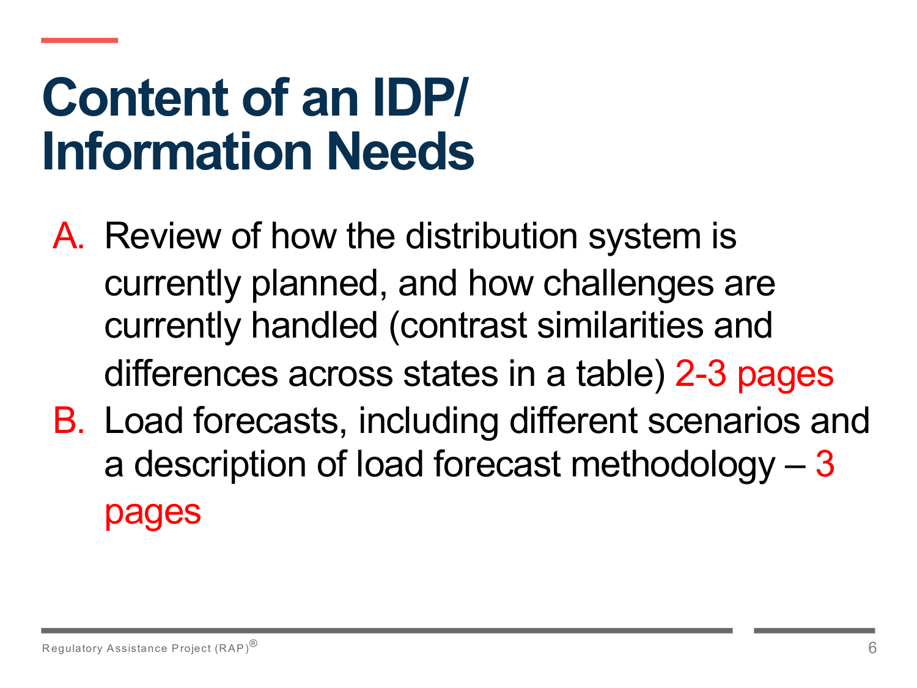# Content of an IDP/ Information Needs

A. Review of how the distribution system is currently planned, and how challenges are currently handled (contrast similarities and differences across states in a table) 2-3 pages

B. Load forecasts, including different scenarios and a description of load forecast methodology – 3 pages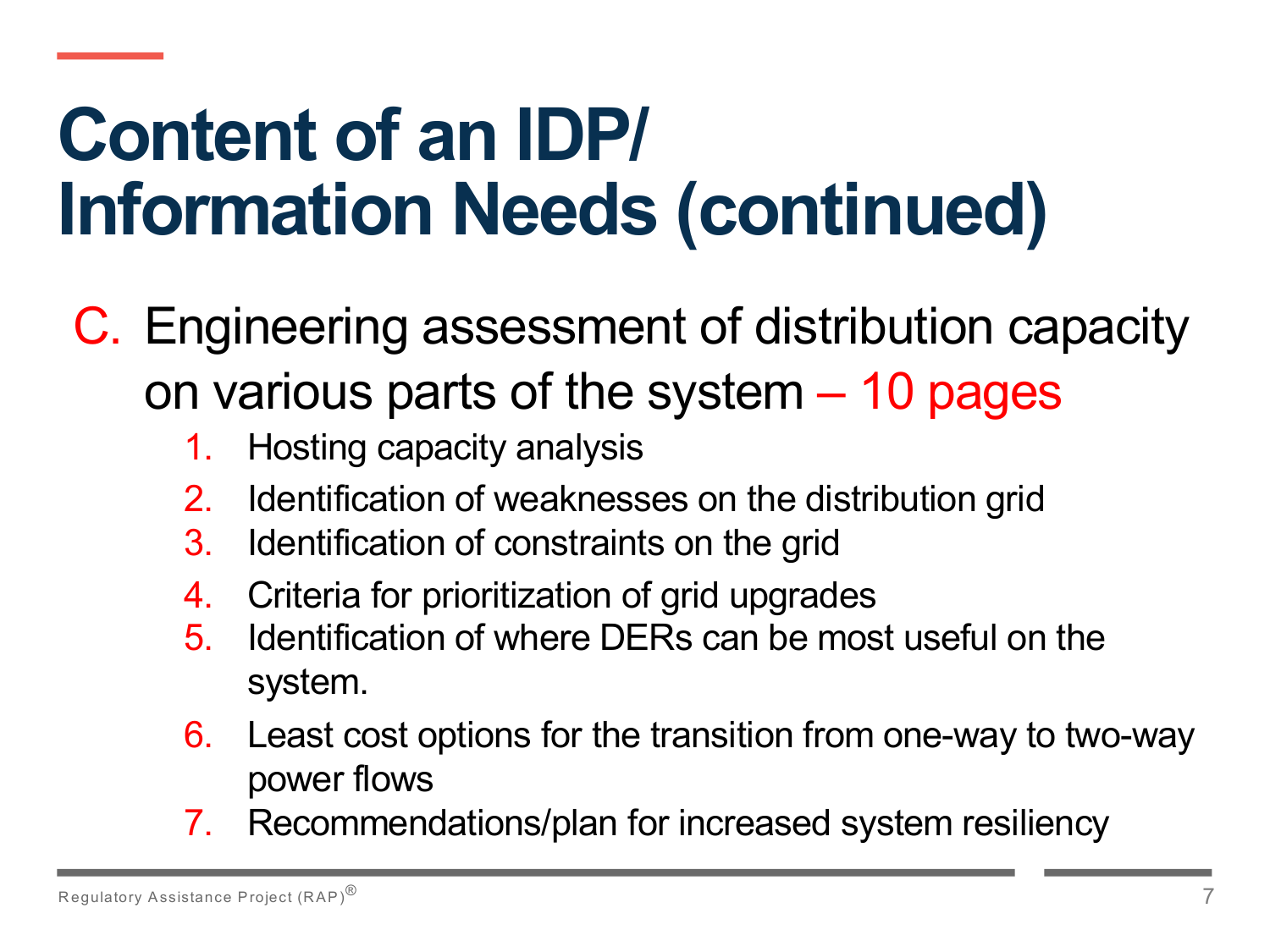# Content of an IDP/ Information Needs (continued)

C. Engineering assessment of distribution capacity on various parts of the system – 10 pages

1. Hosting capacity analysis
2. Identification of weaknesses on the distribution grid
3. Identification of constraints on the grid
4. Criteria for prioritization of grid upgrades
5. Identification of where DERs can be most useful on the system.
6. Least cost options for the transition from one-way to two-way power flows
7. Recommendations/plan for increased system resiliency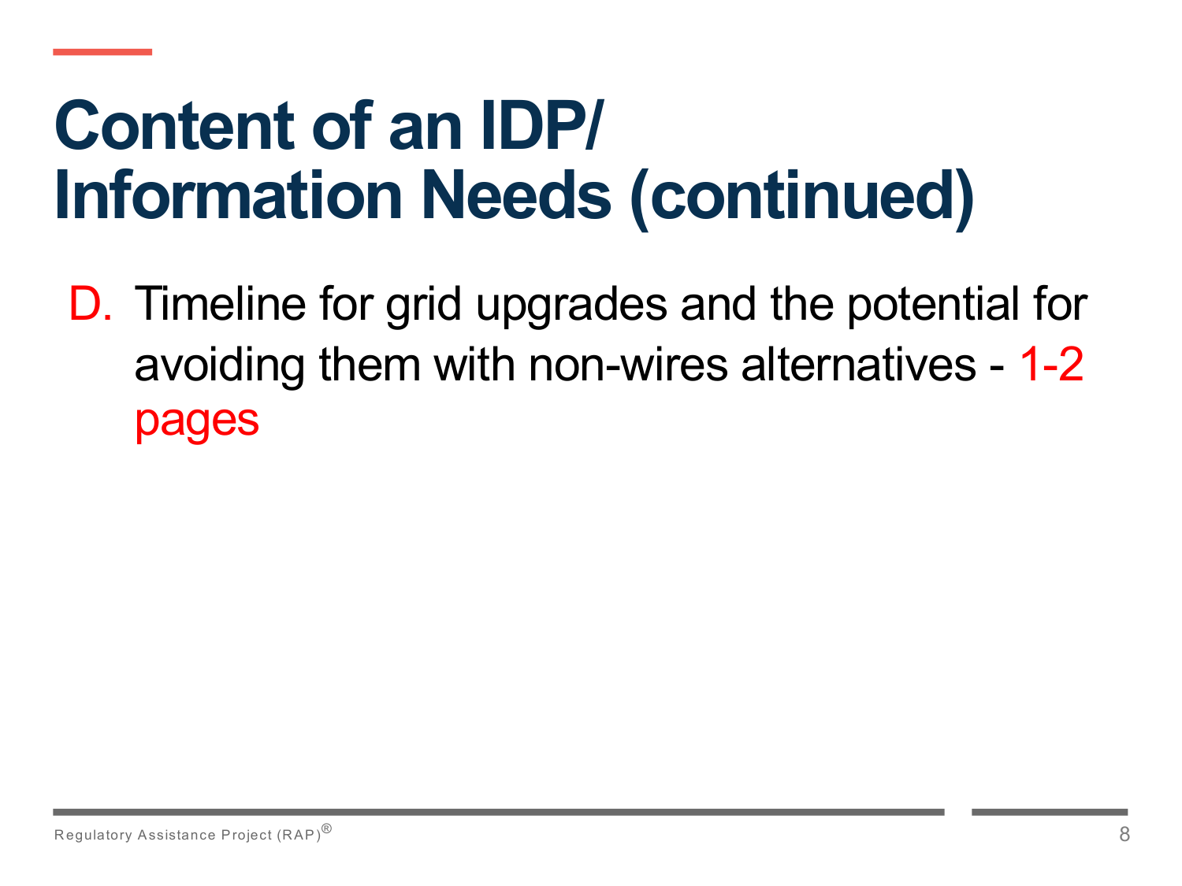# Content of an IDP/ Information Needs (continued)

D. Timeline for grid upgrades and the potential for avoiding them with non-wires alternatives - 1-2 pages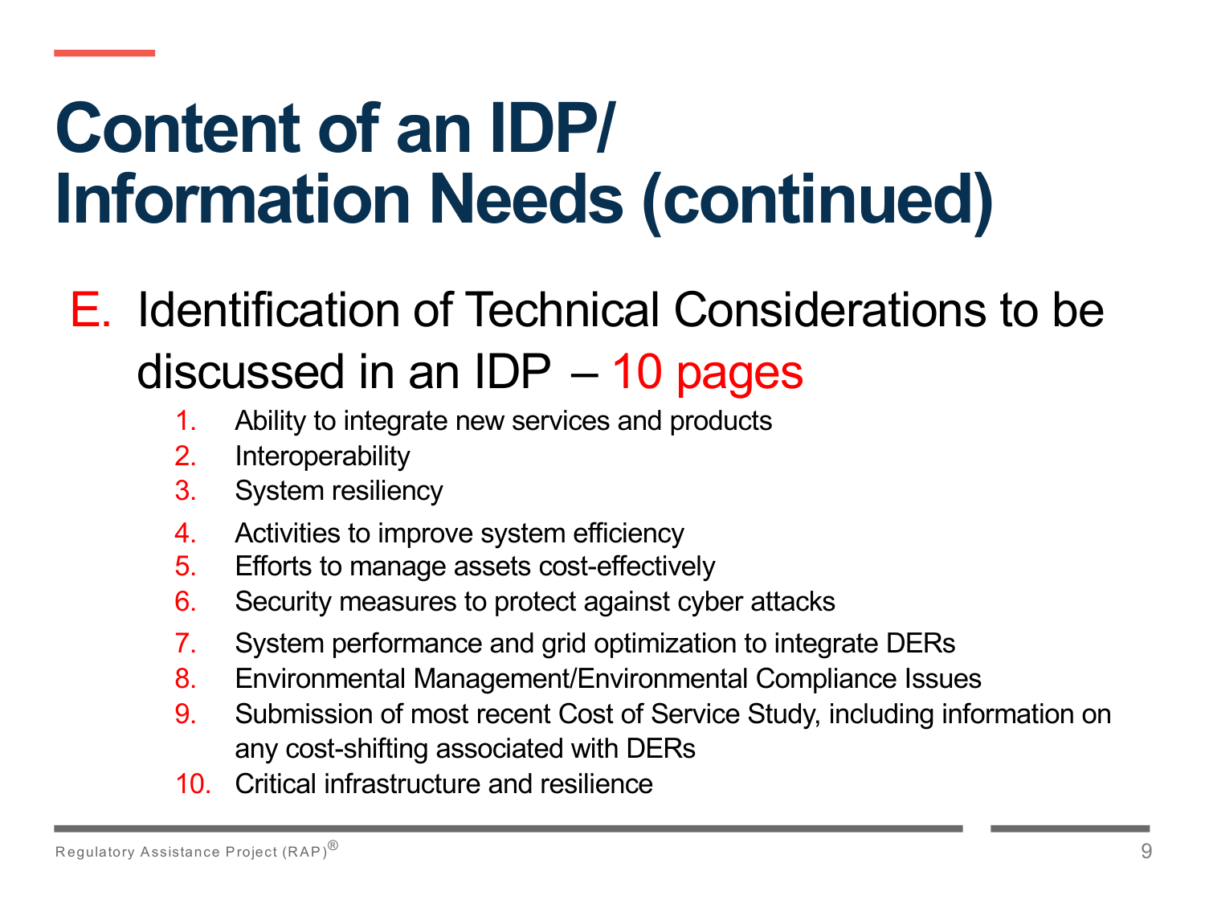# Content of an IDP/ Information Needs (continued)

E. Identification of Technical Considerations to be discussed in an IDP – 10 pages

1. Ability to integrate new services and products
2. Interoperability
3. System resiliency
4. Activities to improve system efficiency
5. Efforts to manage assets cost-effectively
6. Security measures to protect against cyber attacks
7. System performance and grid optimization to integrate DERs
8. Environmental Management/Environmental Compliance Issues
9. Submission of most recent Cost of Service Study, including information on any cost-shifting associated with DERs
10. Critical infrastructure and resilience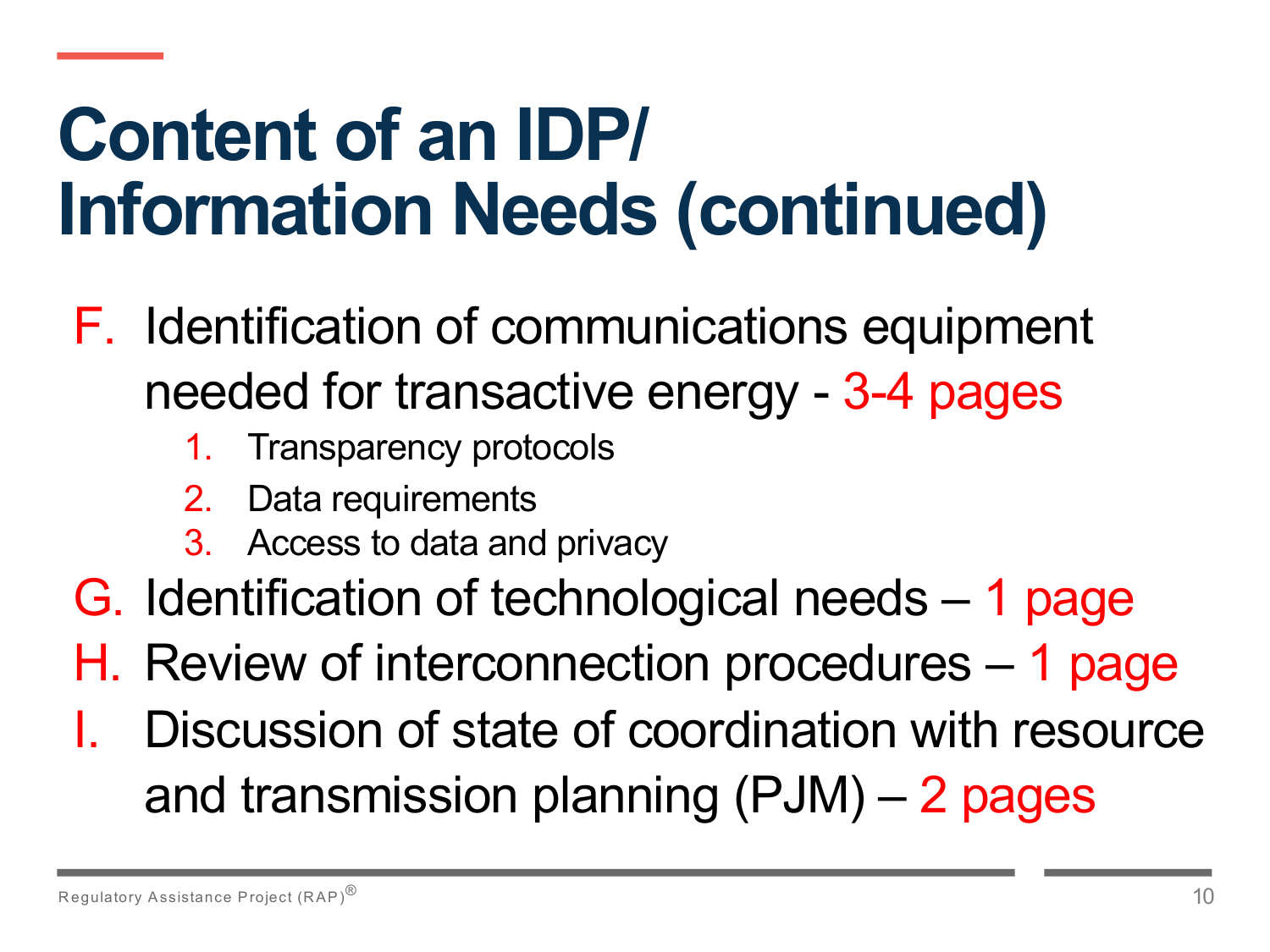# Content of an IDP/ Information Needs (continued)

F. Identification of communications equipment needed for transactive energy - 3-4 pages
   1. Transparency protocols
   2. Data requirements
   3. Access to data and privacy

G. Identification of technological needs – 1 page

H. Review of interconnection procedures – 1 page

I. Discussion of state of coordination with resource and transmission planning (PJM) – 2 pages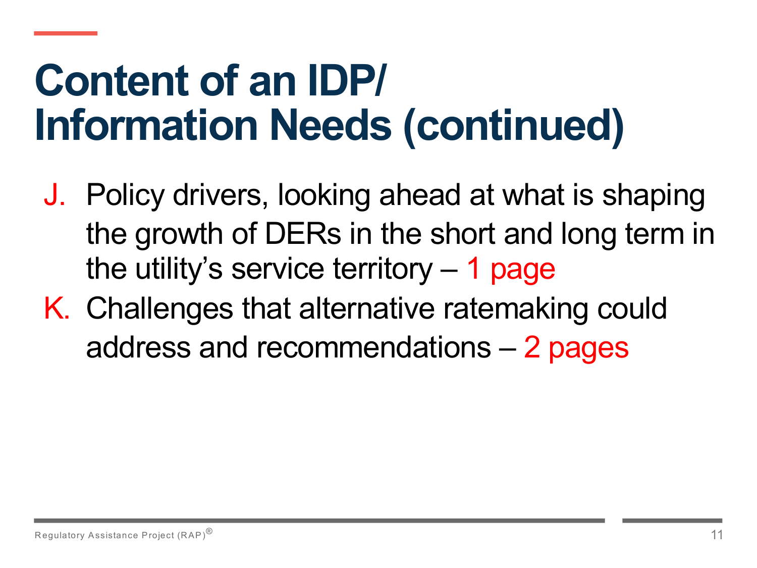# Content of an IDP/ Information Needs (continued)

J. Policy drivers, looking ahead at what is shaping the growth of DERs in the short and long term in the utility's service territory – 1 page
K. Challenges that alternative ratemaking could address and recommendations – 2 pages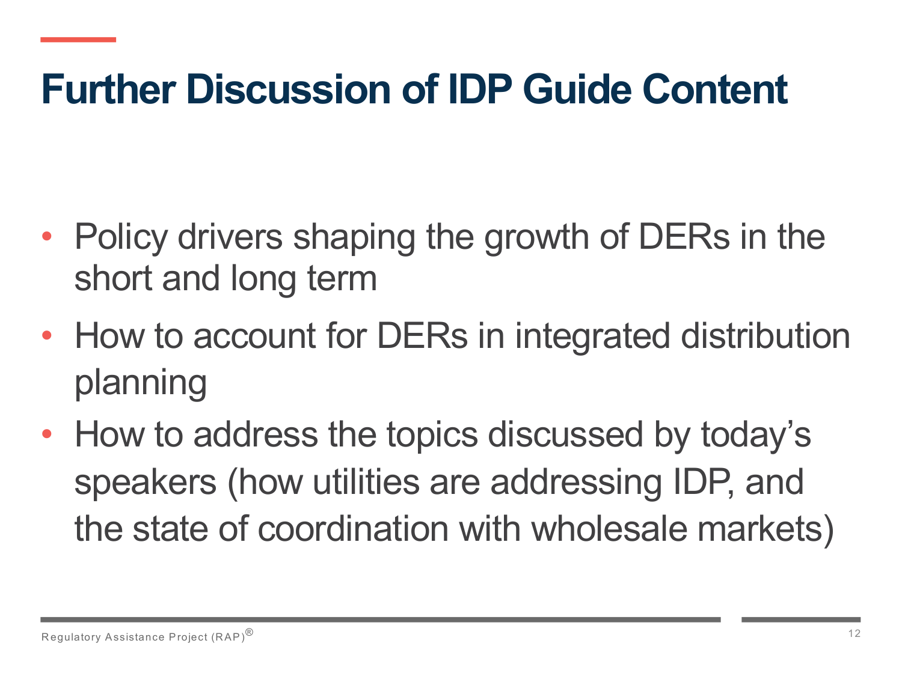# Further Discussion of IDP Guide Content

- Policy drivers shaping the growth of DERs in the short and long term
- How to account for DERs in integrated distribution planning
- How to address the topics discussed by today's speakers (how utilities are addressing IDP, and the state of coordination with wholesale markets)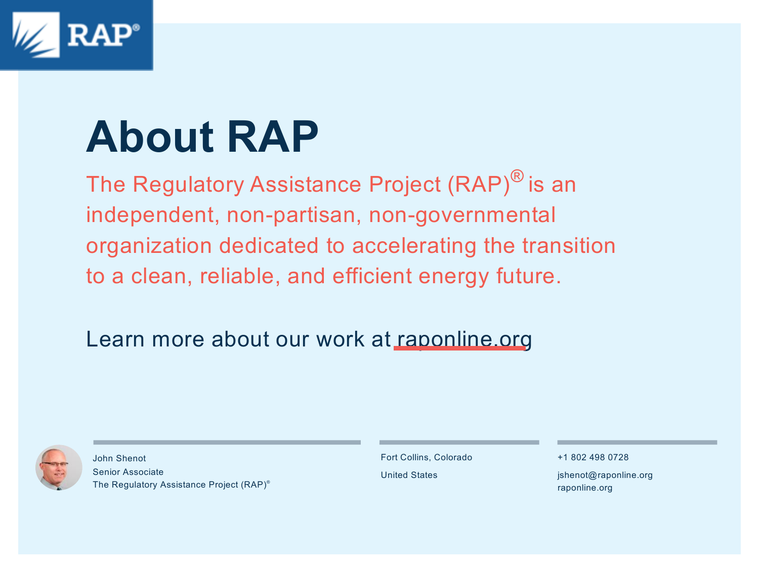RAP®

# About RAP

The Regulatory Assistance Project (RAP)® is an independent, non-partisan, non-governmental organization dedicated to accelerating the transition to a clean, reliable, and efficient energy future.

Learn more about our work at raponline.org

John Shenot
Senior Associate
The Regulatory Assistance Project (RAP)®

Fort Collins, Colorado
United States

+1 802 498 0728
jshenot@raponline.org
raponline.org